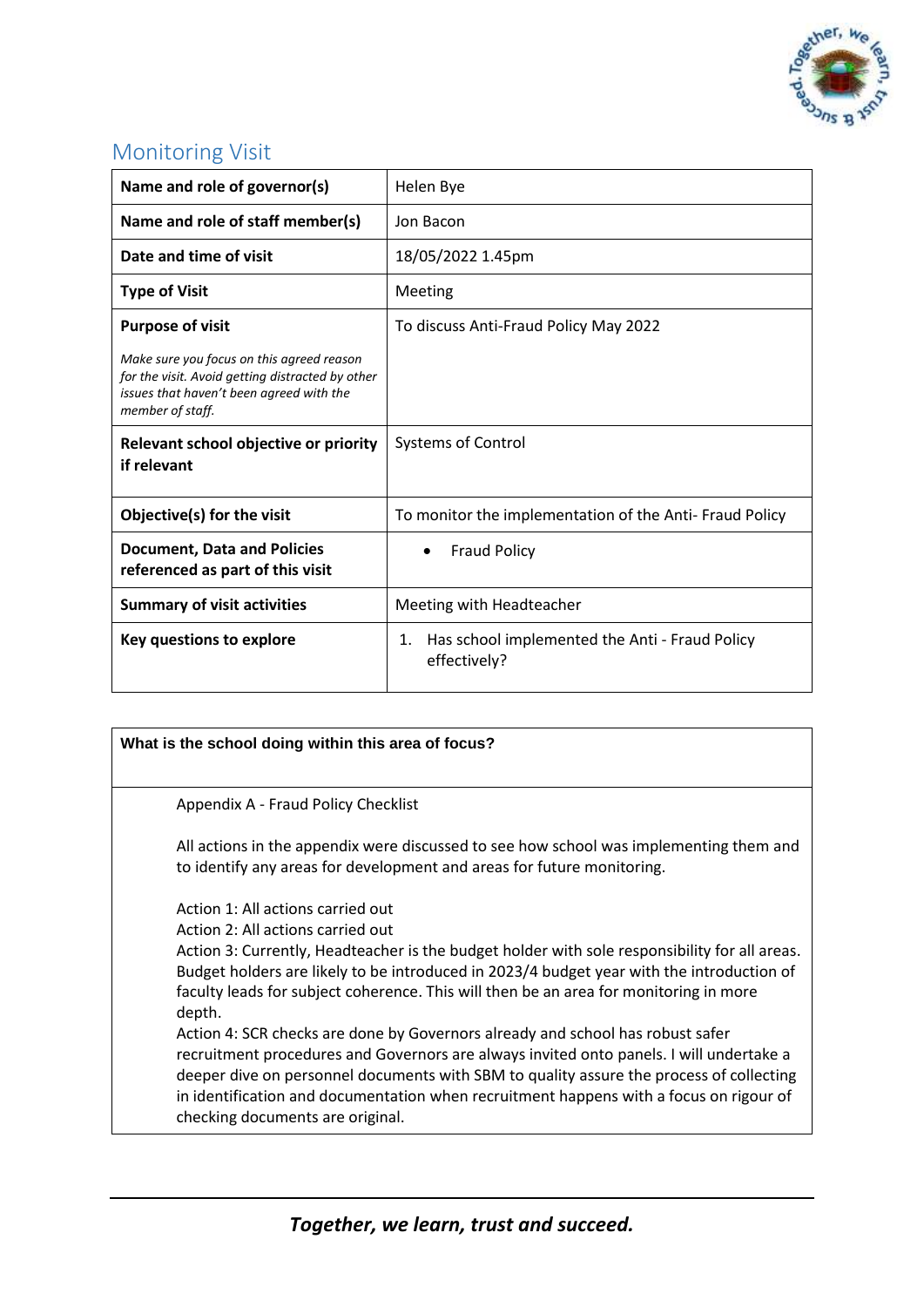## Monitoring Visit

| Name and role of governor(s) | Helen Bye |
|---|---|
| Name and role of staff member(s) | Jon Bacon |
| Date and time of visit | 18/05/2022 1.45pm |
| Type of Visit | Meeting |
| **Purpose of visit**<br><br>*Make sure you focus on this agreed reason for the visit. Avoid getting distracted by other issues that haven't been agreed with the member of staff.* | To discuss Anti-Fraud Policy May 2022 |
| Relevant school objective or priority if relevant | Systems of Control |
| Objective(s) for the visit | To monitor the implementation of the Anti- Fraud Policy |
| Document, Data and Policies referenced as part of this visit | • Fraud Policy |
| Summary of visit activities | Meeting with Headteacher |
| Key questions to explore | 1. Has school implemented the Anti - Fraud Policy effectively? |

| **What is the school doing within this area of focus?** |
|---|
| Appendix A - Fraud Policy Checklist<br><br>All actions in the appendix were discussed to see how school was implementing them and to identify any areas for development and areas for future monitoring.<br><br>Action 1: All actions carried out<br>Action 2: All actions carried out<br>Action 3: Currently, Headteacher is the budget holder with sole responsibility for all areas. Budget holders are likely to be introduced in 2023/4 budget year with the introduction of faculty leads for subject coherence. This will then be an area for monitoring in more depth.<br>Action 4: SCR checks are done by Governors already and school has robust safer recruitment procedures and Governors are always invited onto panels. I will undertake a deeper dive on personnel documents with SBM to quality assure the process of collecting in identification and documentation when recruitment happens with a focus on rigour of checking documents are original. |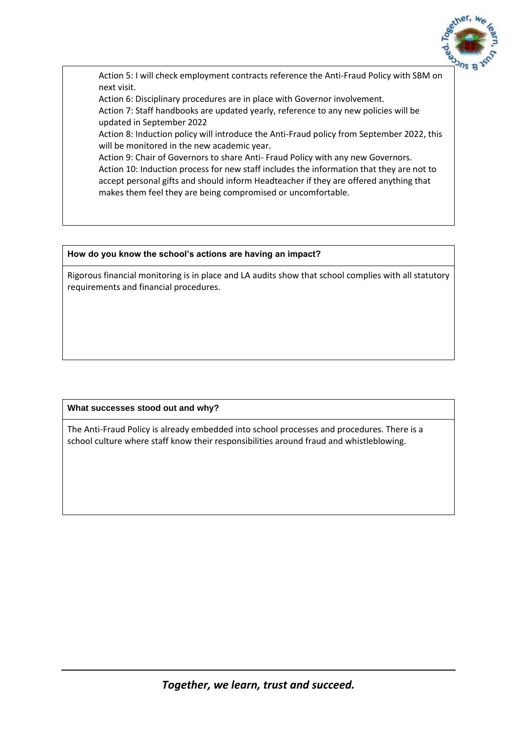Action 5: I will check employment contracts reference the Anti-Fraud Policy with SBM on next visit.

Action 6: Disciplinary procedures are in place with Governor involvement.

Action 7: Staff handbooks are updated yearly, reference to any new policies will be updated in September 2022

Action 8: Induction policy will introduce the Anti-Fraud policy from September 2022, this will be monitored in the new academic year.

Action 9: Chair of Governors to share Anti- Fraud Policy with any new Governors.

Action 10: Induction process for new staff includes the information that they are not to accept personal gifts and should inform Headteacher if they are offered anything that makes them feel they are being compromised or uncomfortable.

**How do you know the school's actions are having an impact?**

Rigorous financial monitoring is in place and LA audits show that school complies with all statutory requirements and financial procedures.

**What successes stood out and why?**

The Anti-Fraud Policy is already embedded into school processes and procedures. There is a school culture where staff know their responsibilities around fraud and whistleblowing.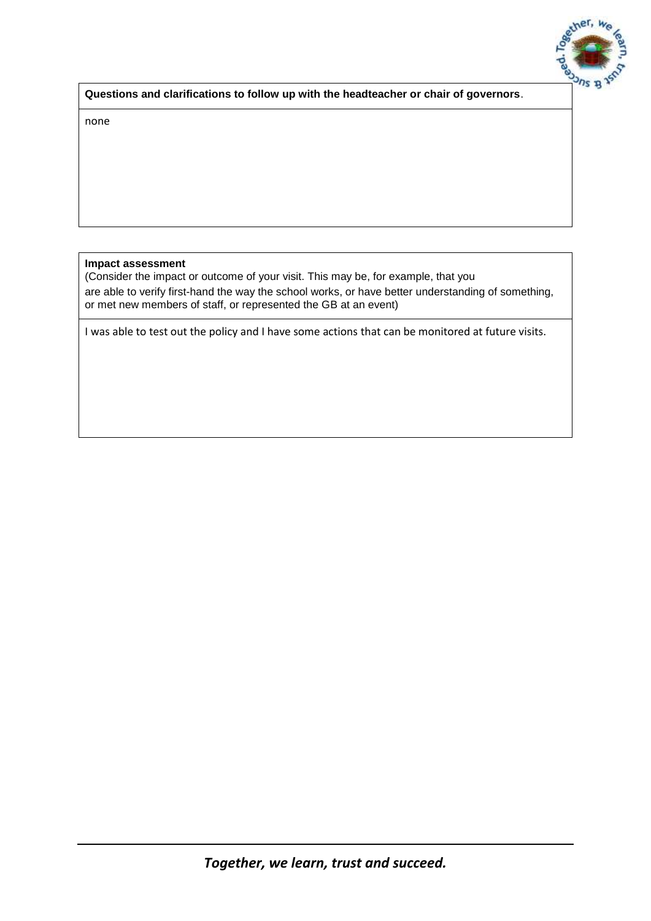**Questions and clarifications to follow up with the headteacher or chair of governors**.

none

**Impact assessment**

(Consider the impact or outcome of your visit. This may be, for example, that you are able to verify first-hand the way the school works, or have better understanding of something, or met new members of staff, or represented the GB at an event)

I was able to test out the policy and I have some actions that can be monitored at future visits.